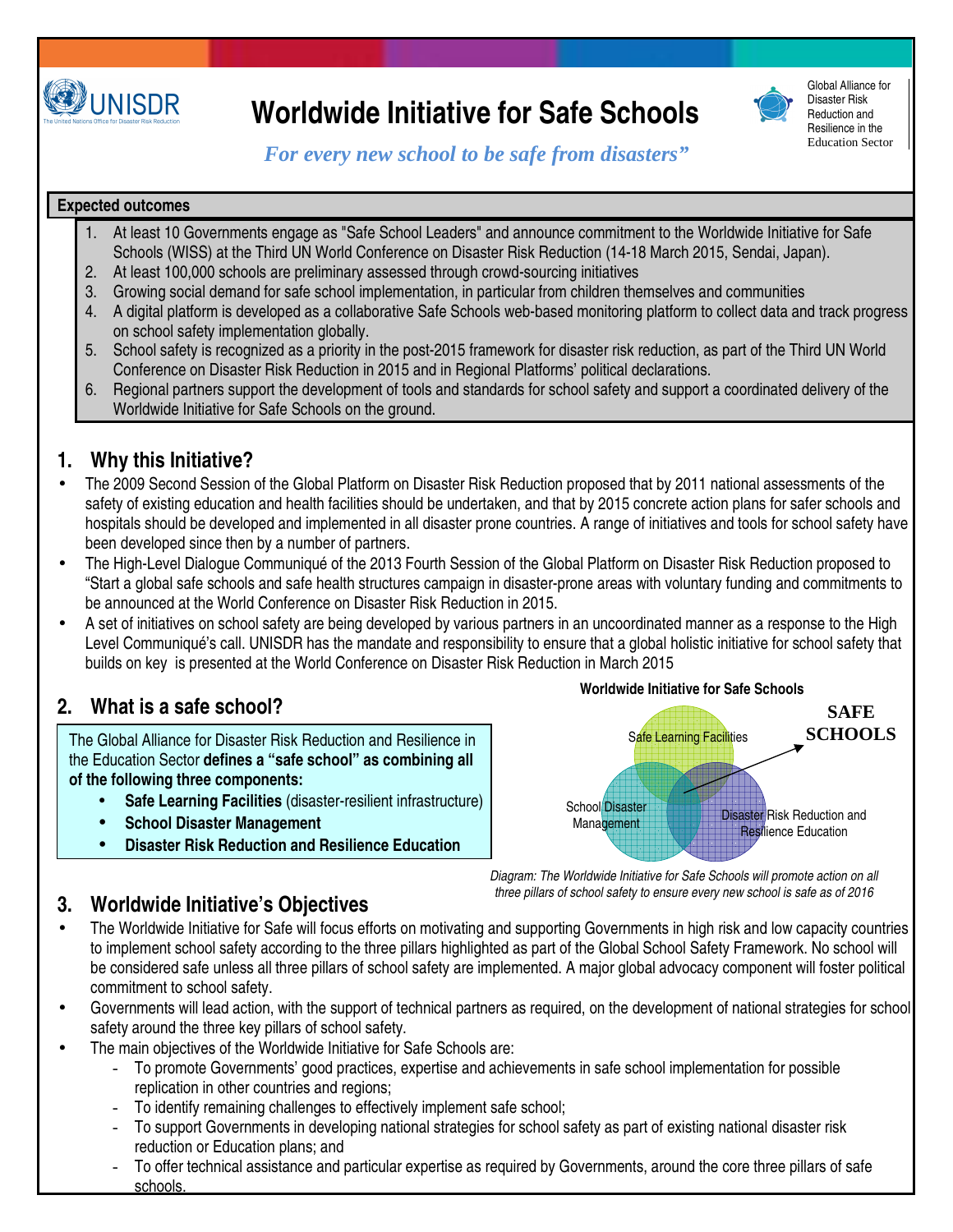UNISDR

The United Nations Office for Disaster Risk Reduction

# Worldwide Initiative for Safe Schools

*For every new school to be safe from disasters"*

Global Alliance for Disaster Risk Reduction and Resilience in the Education Sector

**Expected outcomes**

1. At least 10 Governments engage as "Safe School Leaders" and announce commitment to the Worldwide Initiative for Safe Schools (WISS) at the Third UN World Conference on Disaster Risk Reduction (14-18 March 2015, Sendai, Japan).
2. At least 100,000 schools are preliminary assessed through crowd-sourcing initiatives
3. Growing social demand for safe school implementation, in particular from children themselves and communities
4. A digital platform is developed as a collaborative Safe Schools web-based monitoring platform to collect data and track progress on school safety implementation globally.
5. School safety is recognized as a priority in the post-2015 framework for disaster risk reduction, as part of the Third UN World Conference on Disaster Risk Reduction in 2015 and in Regional Platforms' political declarations.
6. Regional partners support the development of tools and standards for school safety and support a coordinated delivery of the Worldwide Initiative for Safe Schools on the ground.

## 1. Why this Initiative?

- The 2009 Second Session of the Global Platform on Disaster Risk Reduction proposed that by 2011 national assessments of the safety of existing education and health facilities should be undertaken, and that by 2015 concrete action plans for safer schools and hospitals should be developed and implemented in all disaster prone countries. A range of initiatives and tools for school safety have been developed since then by a number of partners.
- The High-Level Dialogue Communiqué of the 2013 Fourth Session of the Global Platform on Disaster Risk Reduction proposed to "Start a global safe schools and safe health structures campaign in disaster-prone areas with voluntary funding and commitments to be announced at the World Conference on Disaster Risk Reduction in 2015.
- A set of initiatives on school safety are being developed by various partners in an uncoordinated manner as a response to the High Level Communiqué's call. UNISDR has the mandate and responsibility to ensure that a global holistic initiative for school safety that builds on key  is presented at the World Conference on Disaster Risk Reduction in March 2015

## 2. What is a safe school?

The Global Alliance for Disaster Risk Reduction and Resilience in the Education Sector **defines a "safe school" as combining all of the following three components:**

- **Safe Learning Facilities** (disaster-resilient infrastructure)
- **School Disaster Management**
- **Disaster Risk Reduction and Resilience Education**

**Worldwide Initiative for Safe Schools**

Safe Learning Facilities

School Disaster Management

Disaster Risk Reduction and Resilience Education

**SAFE SCHOOLS**

*Diagram: The Worldwide Initiative for Safe Schools will promote action on all three pillars of school safety to ensure every new school is safe as of 2016*

## 3. Worldwide Initiative's Objectives

- The Worldwide Initiative for Safe will focus efforts on motivating and supporting Governments in high risk and low capacity countries to implement school safety according to the three pillars highlighted as part of the Global School Safety Framework. No school will be considered safe unless all three pillars of school safety are implemented. A major global advocacy component will foster political commitment to school safety.
- Governments will lead action, with the support of technical partners as required, on the development of national strategies for school safety around the three key pillars of school safety.
- The main objectives of the Worldwide Initiative for Safe Schools are:
  - To promote Governments' good practices, expertise and achievements in safe school implementation for possible replication in other countries and regions;
  - To identify remaining challenges to effectively implement safe school;
  - To support Governments in developing national strategies for school safety as part of existing national disaster risk reduction or Education plans; and
  - To offer technical assistance and particular expertise as required by Governments, around the core three pillars of safe schools.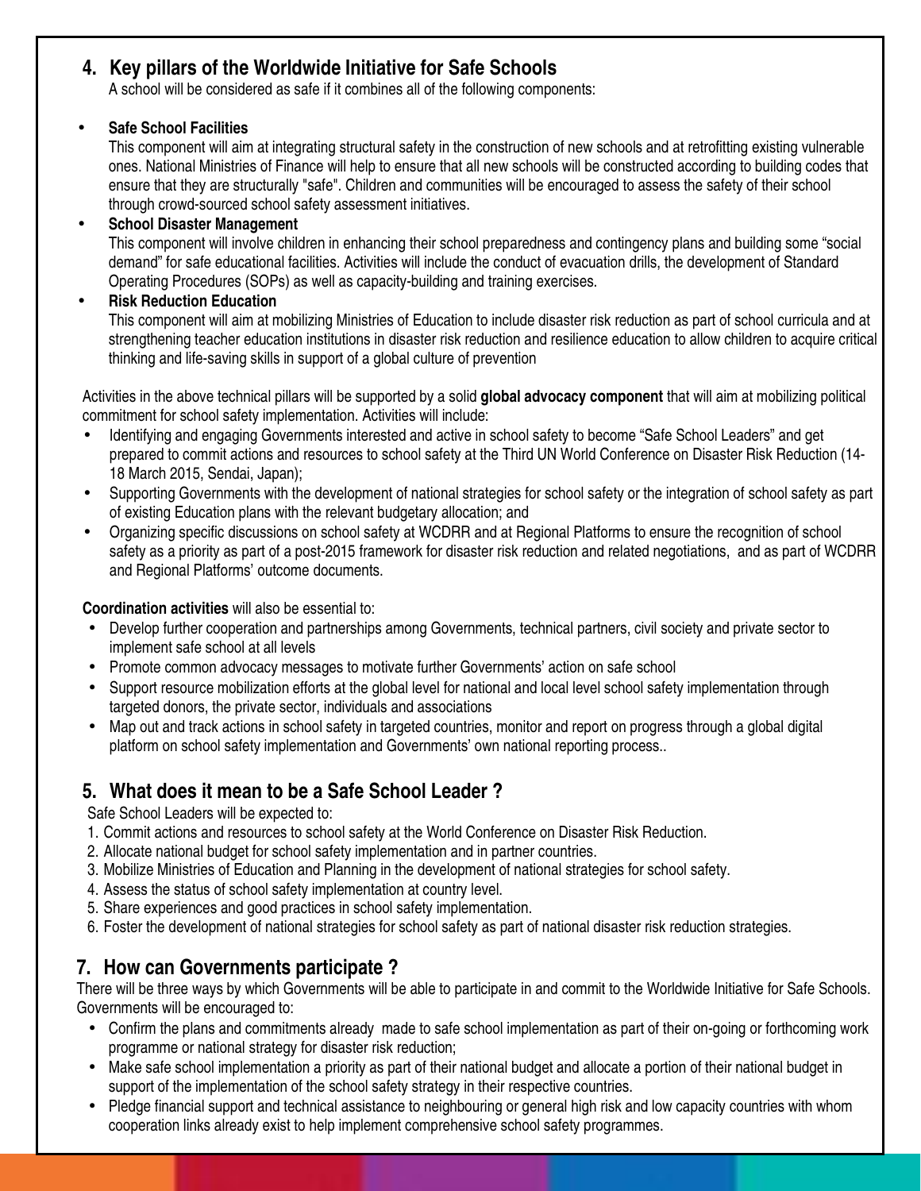## 4. Key pillars of the Worldwide Initiative for Safe Schools

A school will be considered as safe if it combines all of the following components:

- **Safe School Facilities**
  This component will aim at integrating structural safety in the construction of new schools and at retrofitting existing vulnerable ones. National Ministries of Finance will help to ensure that all new schools will be constructed according to building codes that ensure that they are structurally "safe". Children and communities will be encouraged to assess the safety of their school through crowd-sourced school safety assessment initiatives.
- **School Disaster Management**
  This component will involve children in enhancing their school preparedness and contingency plans and building some "social demand" for safe educational facilities. Activities will include the conduct of evacuation drills, the development of Standard Operating Procedures (SOPs) as well as capacity-building and training exercises.
- **Risk Reduction Education**
  This component will aim at mobilizing Ministries of Education to include disaster risk reduction as part of school curricula and at strengthening teacher education institutions in disaster risk reduction and resilience education to allow children to acquire critical thinking and life-saving skills in support of a global culture of prevention

Activities in the above technical pillars will be supported by a solid **global advocacy component** that will aim at mobilizing political commitment for school safety implementation. Activities will include:

- Identifying and engaging Governments interested and active in school safety to become "Safe School Leaders" and get prepared to commit actions and resources to school safety at the Third UN World Conference on Disaster Risk Reduction (14-18 March 2015, Sendai, Japan);
- Supporting Governments with the development of national strategies for school safety or the integration of school safety as part of existing Education plans with the relevant budgetary allocation; and
- Organizing specific discussions on school safety at WCDRR and at Regional Platforms to ensure the recognition of school safety as a priority as part of a post-2015 framework for disaster risk reduction and related negotiations, and as part of WCDRR and Regional Platforms' outcome documents.

**Coordination activities** will also be essential to:

- Develop further cooperation and partnerships among Governments, technical partners, civil society and private sector to implement safe school at all levels
- Promote common advocacy messages to motivate further Governments' action on safe school
- Support resource mobilization efforts at the global level for national and local level school safety implementation through targeted donors, the private sector, individuals and associations
- Map out and track actions in school safety in targeted countries, monitor and report on progress through a global digital platform on school safety implementation and Governments' own national reporting process..

## 5. What does it mean to be a Safe School Leader ?

Safe School Leaders will be expected to:

1. Commit actions and resources to school safety at the World Conference on Disaster Risk Reduction.
2. Allocate national budget for school safety implementation and in partner countries.
3. Mobilize Ministries of Education and Planning in the development of national strategies for school safety.
4. Assess the status of school safety implementation at country level.
5. Share experiences and good practices in school safety implementation.
6. Foster the development of national strategies for school safety as part of national disaster risk reduction strategies.

## 7. How can Governments participate ?

There will be three ways by which Governments will be able to participate in and commit to the Worldwide Initiative for Safe Schools. Governments will be encouraged to:

- Confirm the plans and commitments already made to safe school implementation as part of their on-going or forthcoming work programme or national strategy for disaster risk reduction;
- Make safe school implementation a priority as part of their national budget and allocate a portion of their national budget in support of the implementation of the school safety strategy in their respective countries.
- Pledge financial support and technical assistance to neighbouring or general high risk and low capacity countries with whom cooperation links already exist to help implement comprehensive school safety programmes.